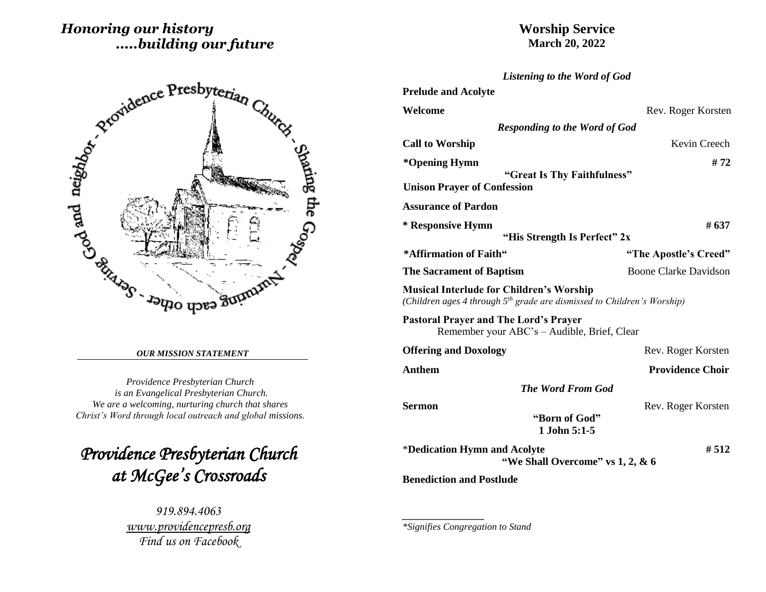*Honoring our history*
*.....building our future*

Providence Presbyterian Church - Sharing the Gospel - Nurturing each other - Serving God and neighbor

***OUR MISSION STATEMENT***

*Providence Presbyterian Church*
*is an Evangelical Presbyterian Church.*
*We are a welcoming, nurturing church that shares*
*Christ's Word through local outreach and global missions.*

# *Providence Presbyterian Church at McGee's Crossroads*

*919.894.4063*
*www.providencepresb.org*
*Find us on Facebook*

# Worship Service
**March 20, 2022**

***Listening to the Word of God***

**Prelude and Acolyte**

**Welcome** — Rev. Roger Korsten

***Responding to the Word of God***

**Call to Worship** — Kevin Creech

***Opening Hymn** — **# 72**
**"Great Is Thy Faithfulness"**

**Unison Prayer of Confession**

**Assurance of Pardon**

*** Responsive Hymn** — **# 637**
**"His Strength Is Perfect" 2x**

***Affirmation of Faith"** — **"The Apostle's Creed"**

**The Sacrament of Baptism** — Boone Clarke Davidson

**Musical Interlude for Children's Worship**
*(Children ages 4 through 5th grade are dismissed to Children's Worship)*

**Pastoral Prayer and The Lord's Prayer**
Remember your ABC's – Audible, Brief, Clear

**Offering and Doxology** — Rev. Roger Korsten

**Anthem** — **Providence Choir**

***The Word From God***

**Sermon** — Rev. Roger Korsten
**"Born of God"**
**1 John 5:1-5**

***Dedication Hymn and Acolyte** — **# 512**
**"We Shall Overcome" vs 1, 2, & 6**

**Benediction and Postlude**

---

**Signifies Congregation to Stand*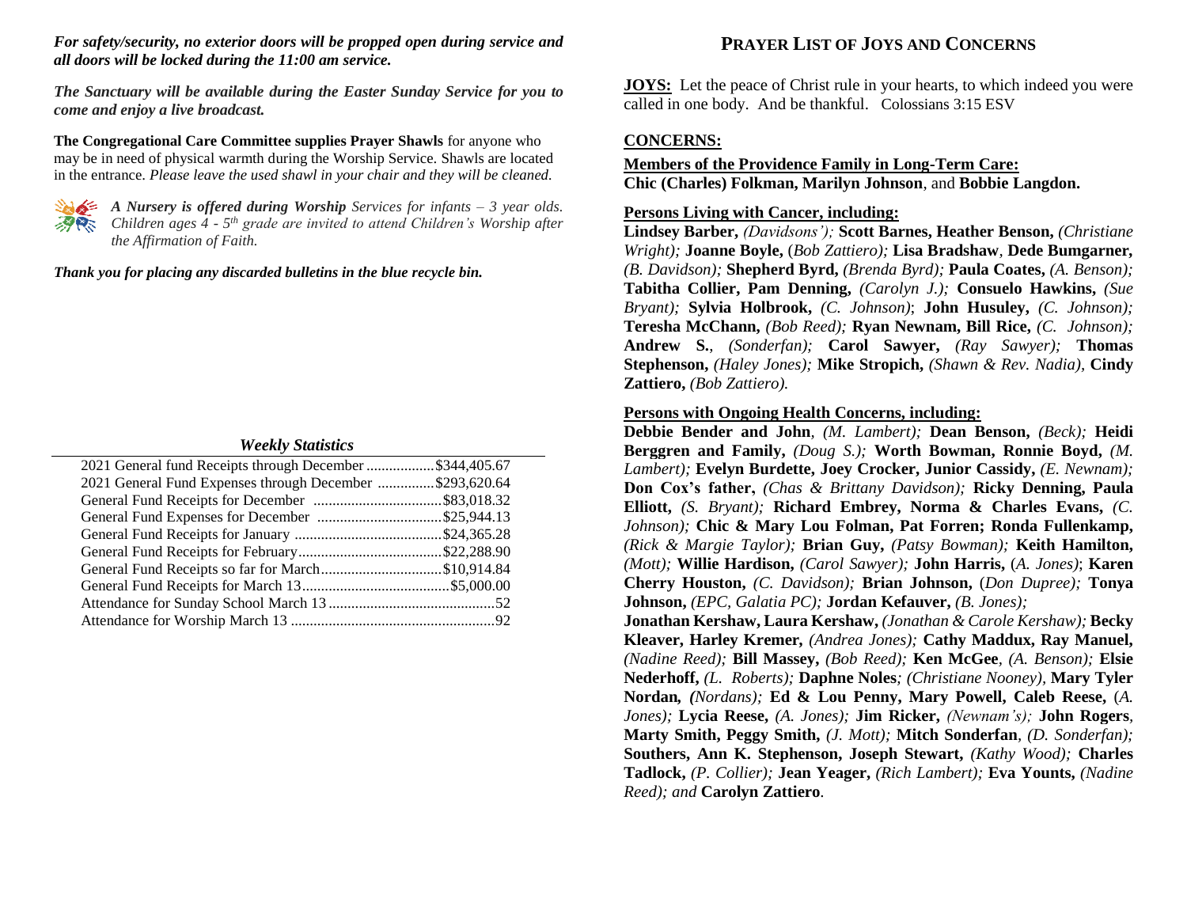***For safety/security, no exterior doors will be propped open during service and all doors will be locked during the 11:00 am service.***

***The Sanctuary will be available during the Easter Sunday Service for you to come and enjoy a live broadcast.***

**The Congregational Care Committee supplies Prayer Shawls** for anyone who may be in need of physical warmth during the Worship Service. Shawls are located in the entrance. *Please leave the used shawl in your chair and they will be cleaned.*

***A Nursery is offered during Worship*** *Services for infants – 3 year olds. Children ages 4 - 5th grade are invited to attend Children's Worship after the Affirmation of Faith.*

***Thank you for placing any discarded bulletins in the blue recycle bin.***

### *Weekly Statistics*

| | |
|---|---|
| 2021 General fund Receipts through December | $344,405.67 |
| 2021 General Fund Expenses through December | $293,620.64 |
| General Fund Receipts for December | $83,018.32 |
| General Fund Expenses for December | $25,944.13 |
| General Fund Receipts for January | $24,365.28 |
| General Fund Receipts for February | $22,288.90 |
| General Fund Receipts so far for March | $10,914.84 |
| General Fund Receipts for March 13 | $5,000.00 |
| Attendance for Sunday School March 13 | 52 |
| Attendance for Worship March 13 | 92 |

## PRAYER LIST OF JOYS AND CONCERNS

**JOYS:** Let the peace of Christ rule in your hearts, to which indeed you were called in one body. And be thankful. Colossians 3:15 ESV

**CONCERNS:**

**Members of the Providence Family in Long-Term Care:**
**Chic (Charles) Folkman, Marilyn Johnson**, and **Bobbie Langdon.**

**Persons Living with Cancer, including:**
**Lindsey Barber,** *(Davidsons');* **Scott Barnes, Heather Benson,** *(Christiane Wright);* **Joanne Boyle,** (*Bob Zattiero);* **Lisa Bradshaw**, **Dede Bumgarner,** *(B. Davidson);* **Shepherd Byrd,** *(Brenda Byrd);* **Paula Coates,** *(A. Benson);* **Tabitha Collier, Pam Denning,** *(Carolyn J.);* **Consuelo Hawkins,** *(Sue Bryant);* **Sylvia Holbrook,** *(C. Johnson)*; **John Husuley,** *(C. Johnson);* **Teresha McChann,** *(Bob Reed);* **Ryan Newnam, Bill Rice,** *(C. Johnson);* **Andrew S.**, *(Sonderfan);* **Carol Sawyer,** *(Ray Sawyer);* **Thomas Stephenson,** *(Haley Jones);* **Mike Stropich,** *(Shawn & Rev. Nadia),* **Cindy Zattiero,** *(Bob Zattiero).*

**Persons with Ongoing Health Concerns, including:**
**Debbie Bender and John**, *(M. Lambert);* **Dean Benson,** *(Beck);* **Heidi Berggren and Family,** *(Doug S.);* **Worth Bowman, Ronnie Boyd,** *(M. Lambert);* **Evelyn Burdette, Joey Crocker, Junior Cassidy,** *(E. Newnam);* **Don Cox's father,** *(Chas & Brittany Davidson);* **Ricky Denning, Paula Elliott,** *(S. Bryant);* **Richard Embrey, Norma & Charles Evans,** *(C. Johnson);* **Chic & Mary Lou Folman, Pat Forren; Ronda Fullenkamp,** *(Rick & Margie Taylor);* **Brian Guy,** *(Patsy Bowman);* **Keith Hamilton,** *(Mott);* **Willie Hardison,** *(Carol Sawyer);* **John Harris,** (*A. Jones)*; **Karen Cherry Houston,** *(C. Davidson);* **Brian Johnson,** (*Don Dupree);* **Tonya Johnson,** *(EPC, Galatia PC);* **Jordan Kefauver,** *(B. Jones);*
**Jonathan Kershaw, Laura Kershaw,** *(Jonathan & Carole Kershaw);* **Becky Kleaver, Harley Kremer,** *(Andrea Jones);* **Cathy Maddux, Ray Manuel,** *(Nadine Reed);* **Bill Massey,** *(Bob Reed);* **Ken McGee**, *(A. Benson);* **Elsie Nederhoff,** *(L. Roberts);* **Daphne Noles***; (Christiane Nooney)*, **Mary Tyler Nordan,** *(Nordans);* **Ed & Lou Penny, Mary Powell, Caleb Reese,** (*A. Jones);* **Lycia Reese,** *(A. Jones);* **Jim Ricker,** *(Newnam's);* **John Rogers**, **Marty Smith, Peggy Smith,** *(J. Mott);* **Mitch Sonderfan**, *(D. Sonderfan);* **Southers, Ann K. Stephenson, Joseph Stewart,** *(Kathy Wood);* **Charles Tadlock,** *(P. Collier);* **Jean Yeager,** *(Rich Lambert);* **Eva Younts,** *(Nadine Reed); and* **Carolyn Zattiero**.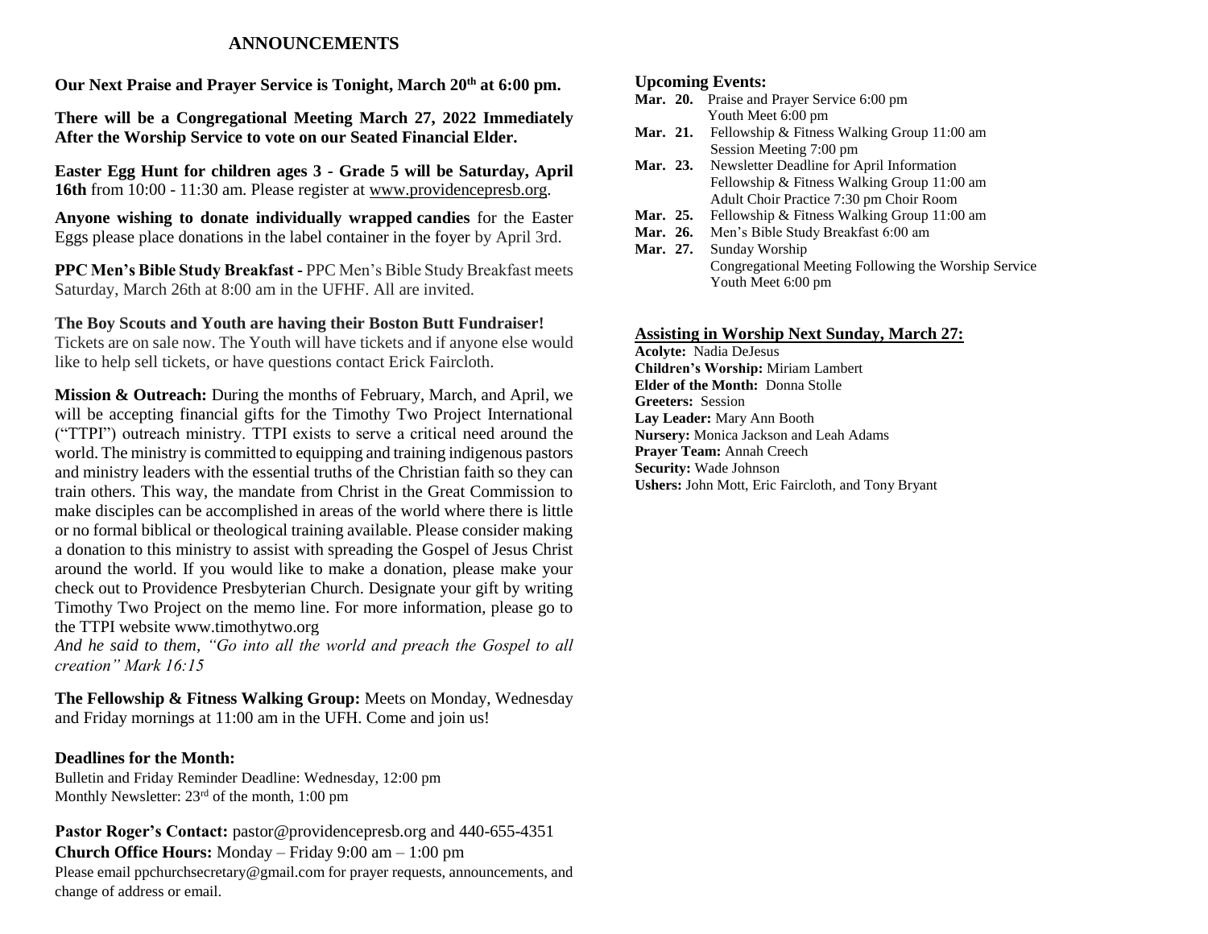## ANNOUNCEMENTS

**Our Next Praise and Prayer Service is Tonight, March 20th at 6:00 pm.**

**There will be a Congregational Meeting March 27, 2022 Immediately After the Worship Service to vote on our Seated Financial Elder.**

**Easter Egg Hunt for children ages 3 - Grade 5 will be Saturday, April 16th** from 10:00 - 11:30 am. Please register at www.providencepresb.org.

**Anyone wishing to donate individually wrapped candies** for the Easter Eggs please place donations in the label container in the foyer by April 3rd.

**PPC Men's Bible Study Breakfast -** PPC Men's Bible Study Breakfast meets Saturday, March 26th at 8:00 am in the UFHF. All are invited.

**The Boy Scouts and Youth are having their Boston Butt Fundraiser!** Tickets are on sale now. The Youth will have tickets and if anyone else would like to help sell tickets, or have questions contact Erick Faircloth.

**Mission & Outreach:** During the months of February, March, and April, we will be accepting financial gifts for the Timothy Two Project International ("TTPI") outreach ministry. TTPI exists to serve a critical need around the world. The ministry is committed to equipping and training indigenous pastors and ministry leaders with the essential truths of the Christian faith so they can train others. This way, the mandate from Christ in the Great Commission to make disciples can be accomplished in areas of the world where there is little or no formal biblical or theological training available. Please consider making a donation to this ministry to assist with spreading the Gospel of Jesus Christ around the world. If you would like to make a donation, please make your check out to Providence Presbyterian Church. Designate your gift by writing Timothy Two Project on the memo line. For more information, please go to the TTPI website www.timothytwo.org

*And he said to them, "Go into all the world and preach the Gospel to all creation" Mark 16:15*

**The Fellowship & Fitness Walking Group:** Meets on Monday, Wednesday and Friday mornings at 11:00 am in the UFH. Come and join us!

**Deadlines for the Month:**

Bulletin and Friday Reminder Deadline: Wednesday, 12:00 pm
Monthly Newsletter: 23rd of the month, 1:00 pm

**Pastor Roger's Contact:** pastor@providencepresb.org and 440-655-4351

**Church Office Hours:** Monday – Friday 9:00 am – 1:00 pm

Please email ppchurchsecretary@gmail.com for prayer requests, announcements, and change of address or email.

**Upcoming Events:**

**Mar. 20.** Praise and Prayer Service 6:00 pm
Youth Meet 6:00 pm

**Mar. 21.** Fellowship & Fitness Walking Group 11:00 am
Session Meeting 7:00 pm

**Mar. 23.** Newsletter Deadline for April Information
Fellowship & Fitness Walking Group 11:00 am
Adult Choir Practice 7:30 pm Choir Room

**Mar. 25.** Fellowship & Fitness Walking Group 11:00 am

**Mar. 26.** Men's Bible Study Breakfast 6:00 am

**Mar. 27.** Sunday Worship
Congregational Meeting Following the Worship Service
Youth Meet 6:00 pm

**Assisting in Worship Next Sunday, March 27:**

**Acolyte:** Nadia DeJesus
**Children's Worship:** Miriam Lambert
**Elder of the Month:** Donna Stolle
**Greeters:** Session
**Lay Leader:** Mary Ann Booth
**Nursery:** Monica Jackson and Leah Adams
**Prayer Team:** Annah Creech
**Security:** Wade Johnson
**Ushers:** John Mott, Eric Faircloth, and Tony Bryant